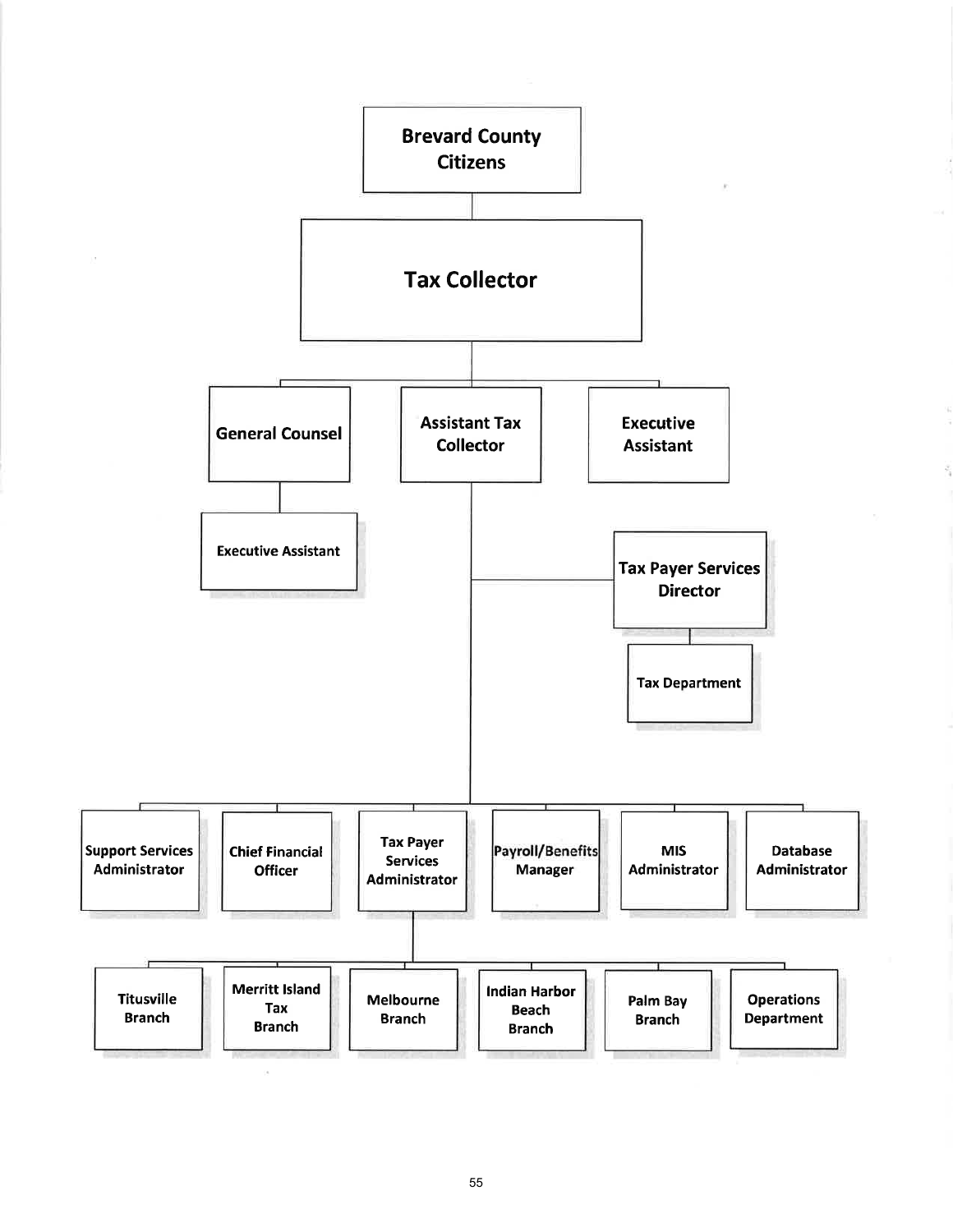- **Brevard County Citizens**
  - **Tax Collector**
    - **General Counsel**
      - Executive Assistant
    - **Assistant Tax Collector**
      - **Tax Payer Services Director**
        - Tax Department
      - **Support Services Administrator**
      - **Chief Financial Officer**
      - **Tax Payer Services Administrator**
        - Titusville Branch
        - Merritt Island Tax Branch
        - Melbourne Branch
        - Indian Harbor Beach Branch
        - Palm Bay Branch
        - Operations Department
      - **Payroll/Benefits Manager**
      - **MIS Administrator**
      - **Database Administrator**
    - **Executive Assistant**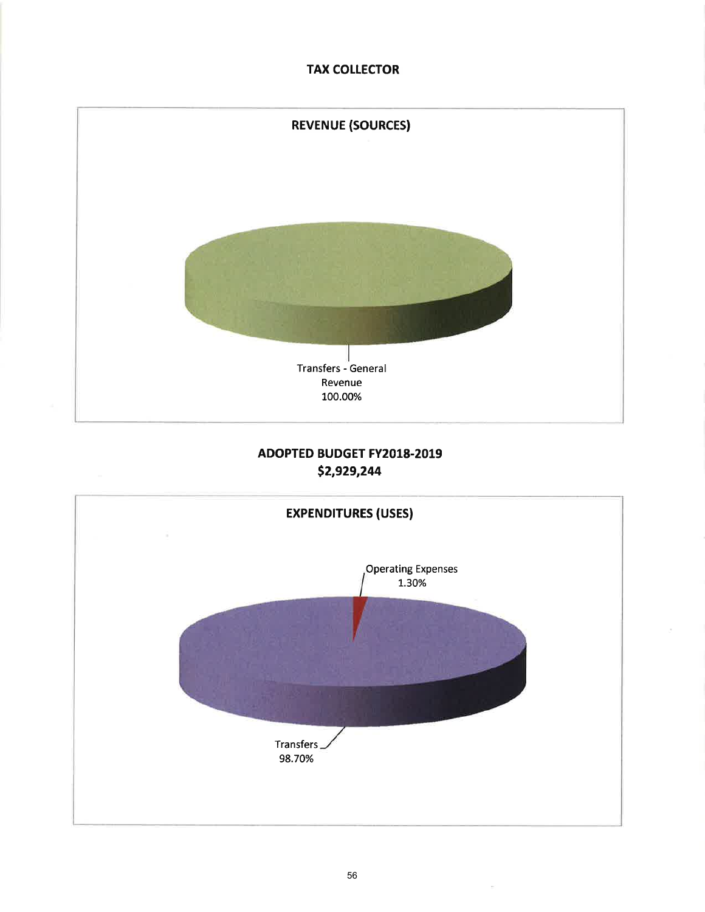# TAX COLLECTOR

## REVENUE (SOURCES)

Transfers - General Revenue
100.00%

## ADOPTED BUDGET FY2018-2019
## $2,929,244

## EXPENDITURES (USES)

Operating Expenses
1.30%

Transfers
98.70%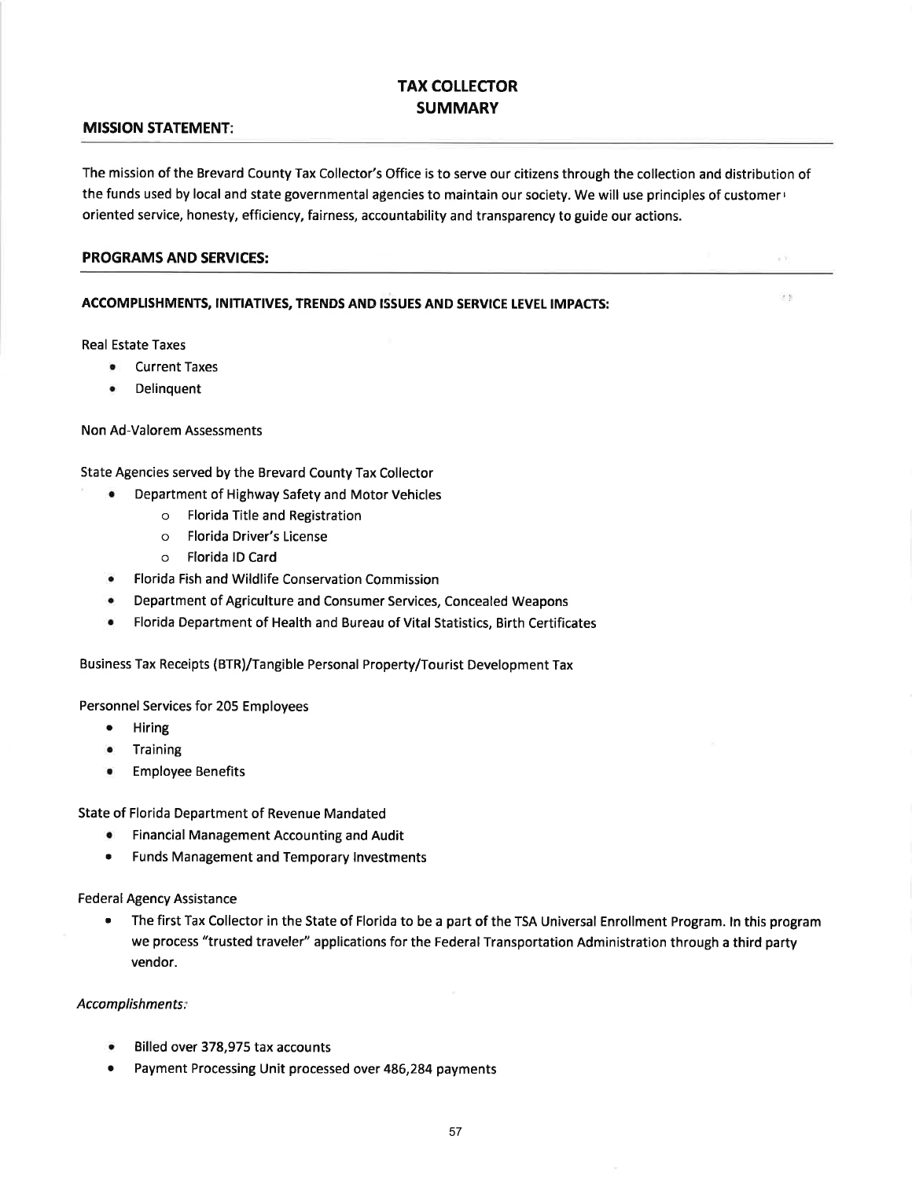# TAX COLLECTOR SUMMARY

## MISSION STATEMENT:

The mission of the Brevard County Tax Collector's Office is to serve our citizens through the collection and distribution of the funds used by local and state governmental agencies to maintain our society. We will use principles of customer oriented service, honesty, efficiency, fairness, accountability and transparency to guide our actions.

## PROGRAMS AND SERVICES:

### ACCOMPLISHMENTS, INITIATIVES, TRENDS AND ISSUES AND SERVICE LEVEL IMPACTS:

Real Estate Taxes

- Current Taxes
- Delinquent

Non Ad-Valorem Assessments

State Agencies served by the Brevard County Tax Collector

- Department of Highway Safety and Motor Vehicles
    - Florida Title and Registration
    - Florida Driver's License
    - Florida ID Card
- Florida Fish and Wildlife Conservation Commission
- Department of Agriculture and Consumer Services, Concealed Weapons
- Florida Department of Health and Bureau of Vital Statistics, Birth Certificates

Business Tax Receipts (BTR)/Tangible Personal Property/Tourist Development Tax

Personnel Services for 205 Employees

- Hiring
- Training
- Employee Benefits

State of Florida Department of Revenue Mandated

- Financial Management Accounting and Audit
- Funds Management and Temporary Investments

Federal Agency Assistance

- The first Tax Collector in the State of Florida to be a part of the TSA Universal Enrollment Program. In this program we process "trusted traveler" applications for the Federal Transportation Administration through a third party vendor.

*Accomplishments:*

- Billed over 378,975 tax accounts
- Payment Processing Unit processed over 486,284 payments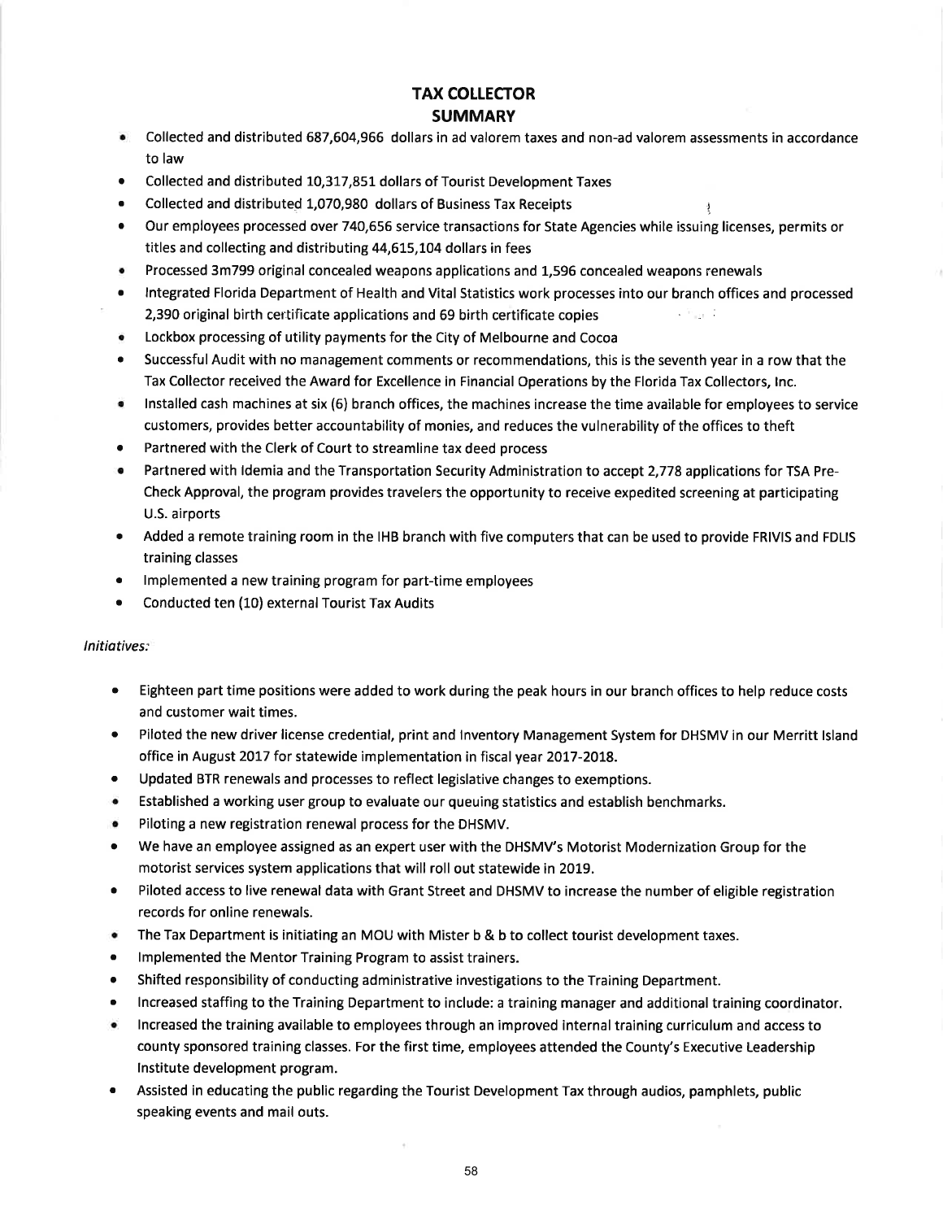# TAX COLLECTOR

## SUMMARY

- Collected and distributed 687,604,966 dollars in ad valorem taxes and non-ad valorem assessments in accordance to law
- Collected and distributed 10,317,851 dollars of Tourist Development Taxes
- Collected and distributed 1,070,980 dollars of Business Tax Receipts
- Our employees processed over 740,656 service transactions for State Agencies while issuing licenses, permits or titles and collecting and distributing 44,615,104 dollars in fees
- Processed 3m799 original concealed weapons applications and 1,596 concealed weapons renewals
- Integrated Florida Department of Health and Vital Statistics work processes into our branch offices and processed 2,390 original birth certificate applications and 69 birth certificate copies
- Lockbox processing of utility payments for the City of Melbourne and Cocoa
- Successful Audit with no management comments or recommendations, this is the seventh year in a row that the Tax Collector received the Award for Excellence in Financial Operations by the Florida Tax Collectors, Inc.
- Installed cash machines at six (6) branch offices, the machines increase the time available for employees to service customers, provides better accountability of monies, and reduces the vulnerability of the offices to theft
- Partnered with the Clerk of Court to streamline tax deed process
- Partnered with Idemia and the Transportation Security Administration to accept 2,778 applications for TSA Pre-Check Approval, the program provides travelers the opportunity to receive expedited screening at participating U.S. airports
- Added a remote training room in the IHB branch with five computers that can be used to provide FRIVIS and FDLIS training classes
- Implemented a new training program for part-time employees
- Conducted ten (10) external Tourist Tax Audits

*Initiatives:*

- Eighteen part time positions were added to work during the peak hours in our branch offices to help reduce costs and customer wait times.
- Piloted the new driver license credential, print and Inventory Management System for DHSMV in our Merritt Island office in August 2017 for statewide implementation in fiscal year 2017-2018.
- Updated BTR renewals and processes to reflect legislative changes to exemptions.
- Established a working user group to evaluate our queuing statistics and establish benchmarks.
- Piloting a new registration renewal process for the DHSMV.
- We have an employee assigned as an expert user with the DHSMV's Motorist Modernization Group for the motorist services system applications that will roll out statewide in 2019.
- Piloted access to live renewal data with Grant Street and DHSMV to increase the number of eligible registration records for online renewals.
- The Tax Department is initiating an MOU with Mister b & b to collect tourist development taxes.
- Implemented the Mentor Training Program to assist trainers.
- Shifted responsibility of conducting administrative investigations to the Training Department.
- Increased staffing to the Training Department to include: a training manager and additional training coordinator.
- Increased the training available to employees through an improved internal training curriculum and access to county sponsored training classes. For the first time, employees attended the County's Executive Leadership Institute development program.
- Assisted in educating the public regarding the Tourist Development Tax through audios, pamphlets, public speaking events and mail outs.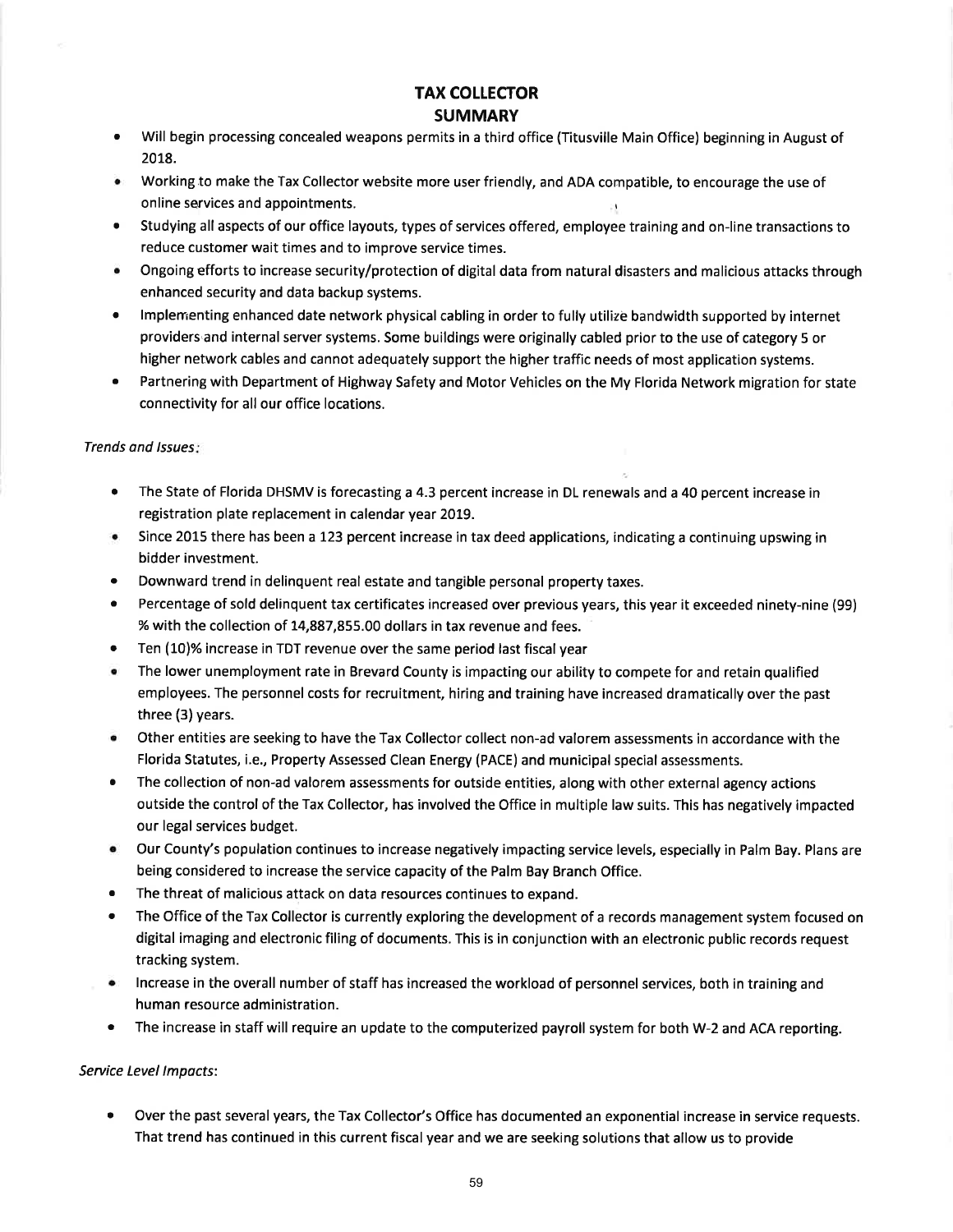# TAX COLLECTOR
## SUMMARY

- Will begin processing concealed weapons permits in a third office (Titusville Main Office) beginning in August of 2018.
- Working to make the Tax Collector website more user friendly, and ADA compatible, to encourage the use of online services and appointments.
- Studying all aspects of our office layouts, types of services offered, employee training and on-line transactions to reduce customer wait times and to improve service times.
- Ongoing efforts to increase security/protection of digital data from natural disasters and malicious attacks through enhanced security and data backup systems.
- Implementing enhanced date network physical cabling in order to fully utilize bandwidth supported by internet providers and internal server systems. Some buildings were originally cabled prior to the use of category 5 or higher network cables and cannot adequately support the higher traffic needs of most application systems.
- Partnering with Department of Highway Safety and Motor Vehicles on the My Florida Network migration for state connectivity for all our office locations.

*Trends and Issues:*

- The State of Florida DHSMV is forecasting a 4.3 percent increase in DL renewals and a 40 percent increase in registration plate replacement in calendar year 2019.
- Since 2015 there has been a 123 percent increase in tax deed applications, indicating a continuing upswing in bidder investment.
- Downward trend in delinquent real estate and tangible personal property taxes.
- Percentage of sold delinquent tax certificates increased over previous years, this year it exceeded ninety-nine (99) % with the collection of 14,887,855.00 dollars in tax revenue and fees.
- Ten (10)% increase in TDT revenue over the same period last fiscal year
- The lower unemployment rate in Brevard County is impacting our ability to compete for and retain qualified employees. The personnel costs for recruitment, hiring and training have increased dramatically over the past three (3) years.
- Other entities are seeking to have the Tax Collector collect non-ad valorem assessments in accordance with the Florida Statutes, i.e., Property Assessed Clean Energy (PACE) and municipal special assessments.
- The collection of non-ad valorem assessments for outside entities, along with other external agency actions outside the control of the Tax Collector, has involved the Office in multiple law suits. This has negatively impacted our legal services budget.
- Our County's population continues to increase negatively impacting service levels, especially in Palm Bay. Plans are being considered to increase the service capacity of the Palm Bay Branch Office.
- The threat of malicious attack on data resources continues to expand.
- The Office of the Tax Collector is currently exploring the development of a records management system focused on digital imaging and electronic filing of documents. This is in conjunction with an electronic public records request tracking system.
- Increase in the overall number of staff has increased the workload of personnel services, both in training and human resource administration.
- The increase in staff will require an update to the computerized payroll system for both W-2 and ACA reporting.

*Service Level Impacts*:

- Over the past several years, the Tax Collector's Office has documented an exponential increase in service requests. That trend has continued in this current fiscal year and we are seeking solutions that allow us to provide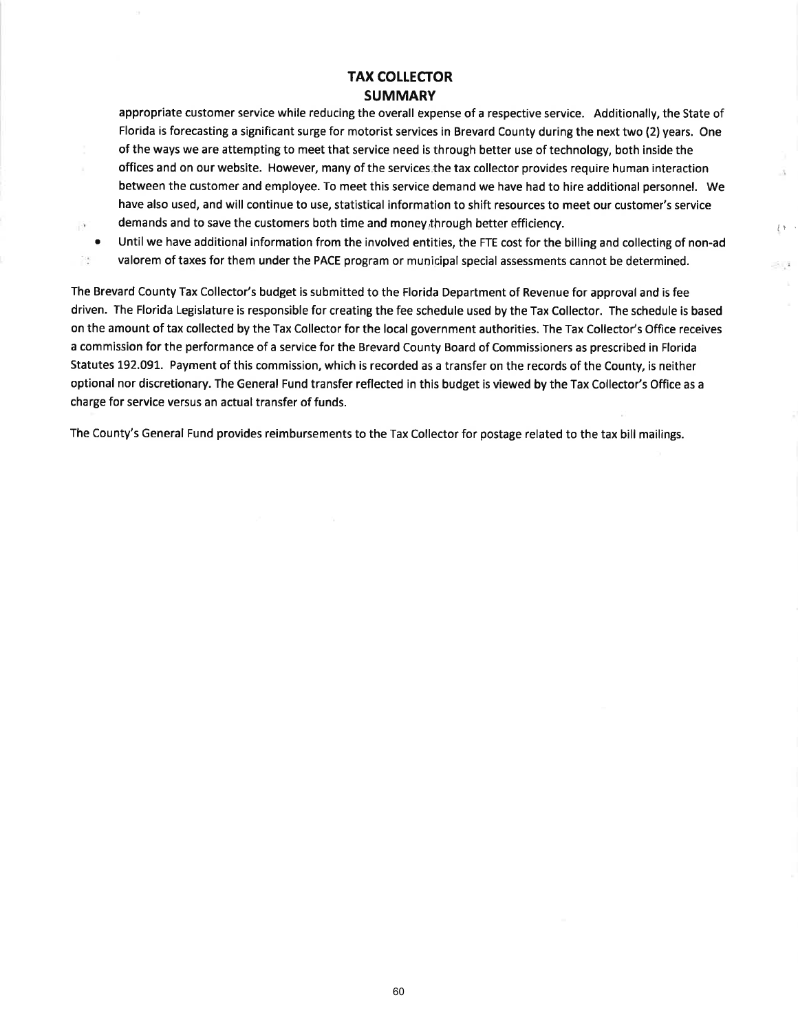# TAX COLLECTOR
## SUMMARY

appropriate customer service while reducing the overall expense of a respective service. Additionally, the State of Florida is forecasting a significant surge for motorist services in Brevard County during the next two (2) years. One of the ways we are attempting to meet that service need is through better use of technology, both inside the offices and on our website. However, many of the services the tax collector provides require human interaction between the customer and employee. To meet this service demand we have had to hire additional personnel. We have also used, and will continue to use, statistical information to shift resources to meet our customer's service demands and to save the customers both time and money through better efficiency.

- Until we have additional information from the involved entities, the FTE cost for the billing and collecting of non-ad valorem of taxes for them under the PACE program or municipal special assessments cannot be determined.

The Brevard County Tax Collector's budget is submitted to the Florida Department of Revenue for approval and is fee driven. The Florida Legislature is responsible for creating the fee schedule used by the Tax Collector. The schedule is based on the amount of tax collected by the Tax Collector for the local government authorities. The Tax Collector's Office receives a commission for the performance of a service for the Brevard County Board of Commissioners as prescribed in Florida Statutes 192.091. Payment of this commission, which is recorded as a transfer on the records of the County, is neither optional nor discretionary. The General Fund transfer reflected in this budget is viewed by the Tax Collector's Office as a charge for service versus an actual transfer of funds.

The County's General Fund provides reimbursements to the Tax Collector for postage related to the tax bill mailings.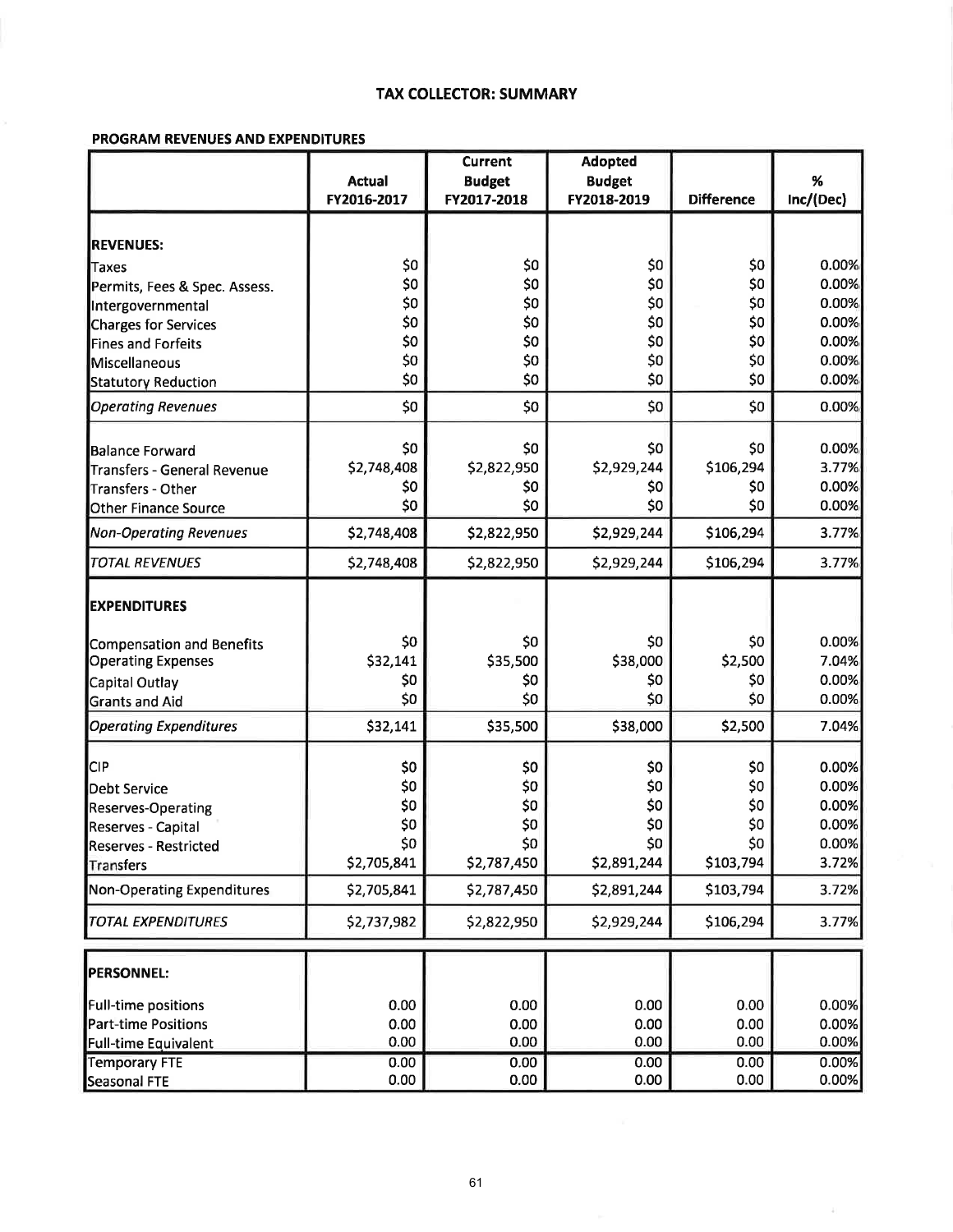## TAX COLLECTOR: SUMMARY

### PROGRAM REVENUES AND EXPENDITURES

| | Actual FY2016-2017 | Current Budget FY2017-2018 | Adopted Budget FY2018-2019 | Difference | % Inc/(Dec) |
|---|---|---|---|---|---|
| **REVENUES:** | | | | | |
| Taxes | $0 | $0 | $0 | $0 | 0.00% |
| Permits, Fees & Spec. Assess. | $0 | $0 | $0 | $0 | 0.00% |
| Intergovernmental | $0 | $0 | $0 | $0 | 0.00% |
| Charges for Services | $0 | $0 | $0 | $0 | 0.00% |
| Fines and Forfeits | $0 | $0 | $0 | $0 | 0.00% |
| Miscellaneous | $0 | $0 | $0 | $0 | 0.00% |
| Statutory Reduction | $0 | $0 | $0 | $0 | 0.00% |
| *Operating Revenues* | $0 | $0 | $0 | $0 | 0.00% |
| Balance Forward | $0 | $0 | $0 | $0 | 0.00% |
| Transfers - General Revenue | $2,748,408 | $2,822,950 | $2,929,244 | $106,294 | 3.77% |
| Transfers - Other | $0 | $0 | $0 | $0 | 0.00% |
| Other Finance Source | $0 | $0 | $0 | $0 | 0.00% |
| *Non-Operating Revenues* | $2,748,408 | $2,822,950 | $2,929,244 | $106,294 | 3.77% |
| *TOTAL REVENUES* | $2,748,408 | $2,822,950 | $2,929,244 | $106,294 | 3.77% |
| **EXPENDITURES** | | | | | |
| Compensation and Benefits | $0 | $0 | $0 | $0 | 0.00% |
| Operating Expenses | $32,141 | $35,500 | $38,000 | $2,500 | 7.04% |
| Capital Outlay | $0 | $0 | $0 | $0 | 0.00% |
| Grants and Aid | $0 | $0 | $0 | $0 | 0.00% |
| *Operating Expenditures* | $32,141 | $35,500 | $38,000 | $2,500 | 7.04% |
| CIP | $0 | $0 | $0 | $0 | 0.00% |
| Debt Service | $0 | $0 | $0 | $0 | 0.00% |
| Reserves-Operating | $0 | $0 | $0 | $0 | 0.00% |
| Reserves - Capital | $0 | $0 | $0 | $0 | 0.00% |
| Reserves - Restricted | $0 | $0 | $0 | $0 | 0.00% |
| Transfers | $2,705,841 | $2,787,450 | $2,891,244 | $103,794 | 3.72% |
| Non-Operating Expenditures | $2,705,841 | $2,787,450 | $2,891,244 | $103,794 | 3.72% |
| *TOTAL EXPENDITURES* | $2,737,982 | $2,822,950 | $2,929,244 | $106,294 | 3.77% |

| | | | | | |
|---|---|---|---|---|---|
| **PERSONNEL:** | | | | | |
| Full-time positions | 0.00 | 0.00 | 0.00 | 0.00 | 0.00% |
| Part-time Positions | 0.00 | 0.00 | 0.00 | 0.00 | 0.00% |
| Full-time Equivalent | 0.00 | 0.00 | 0.00 | 0.00 | 0.00% |
| Temporary FTE | 0.00 | 0.00 | 0.00 | 0.00 | 0.00% |
| Seasonal FTE | 0.00 | 0.00 | 0.00 | 0.00 | 0.00% |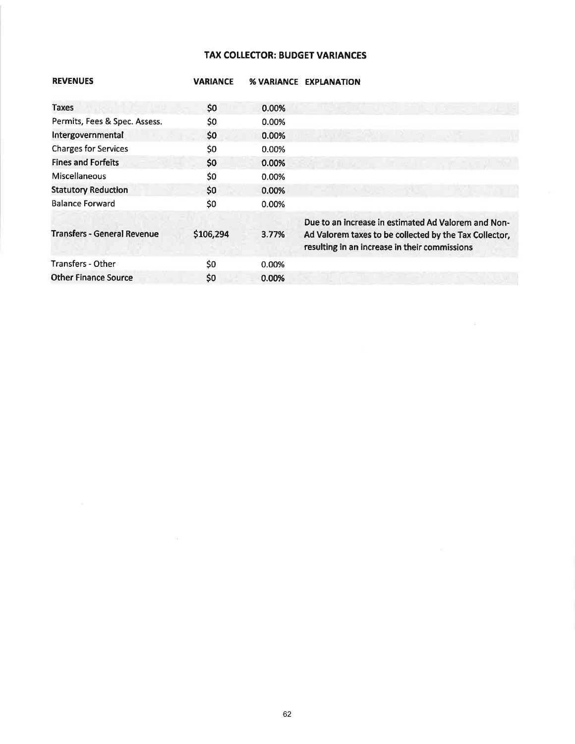# TAX COLLECTOR: BUDGET VARIANCES

| REVENUES | VARIANCE | % VARIANCE | EXPLANATION |
|---|---|---|---|
| Taxes | $0 | 0.00% | |
| Permits, Fees & Spec. Assess. | $0 | 0.00% | |
| Intergovernmental | $0 | 0.00% | |
| Charges for Services | $0 | 0.00% | |
| Fines and Forfeits | $0 | 0.00% | |
| Miscellaneous | $0 | 0.00% | |
| Statutory Reduction | $0 | 0.00% | |
| Balance Forward | $0 | 0.00% | |
| Transfers - General Revenue | $106,294 | 3.77% | Due to an increase in estimated Ad Valorem and Non-Ad Valorem taxes to be collected by the Tax Collector, resulting in an increase in their commissions |
| Transfers - Other | $0 | 0.00% | |
| Other Finance Source | $0 | 0.00% | |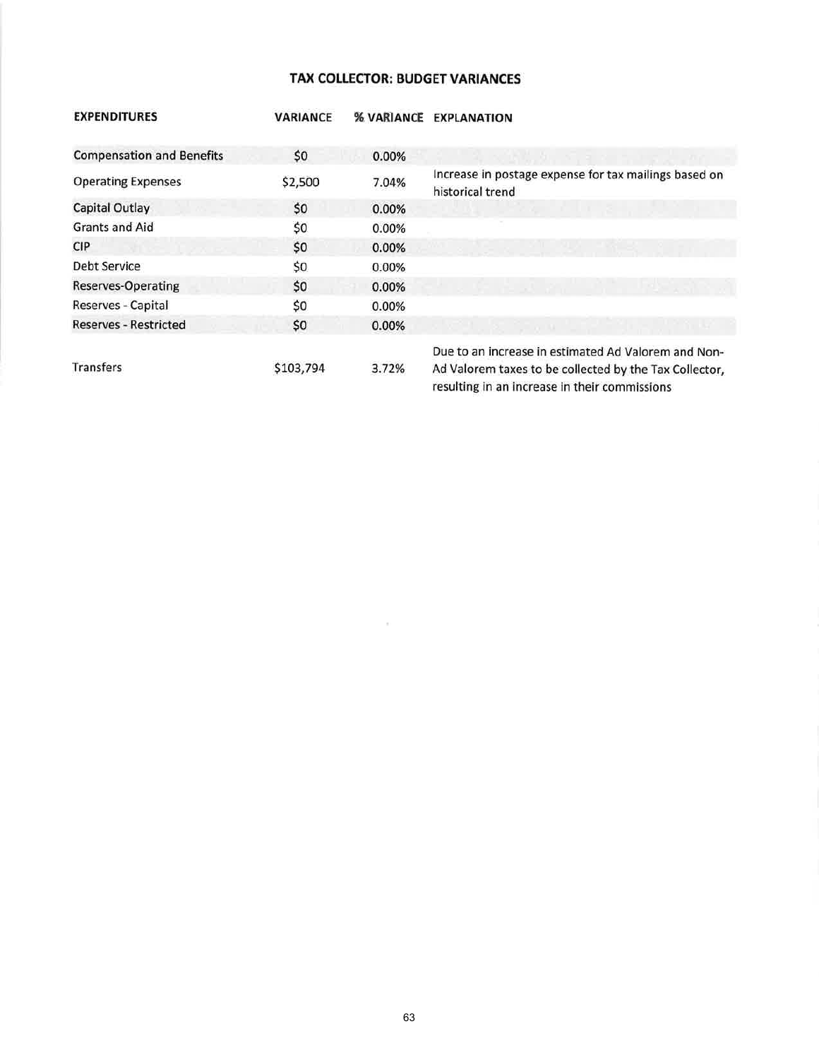# TAX COLLECTOR: BUDGET VARIANCES

| EXPENDITURES | VARIANCE | % VARIANCE | EXPLANATION |
|---|---|---|---|
| Compensation and Benefits | $0 | 0.00% | |
| Operating Expenses | $2,500 | 7.04% | Increase in postage expense for tax mailings based on historical trend |
| Capital Outlay | $0 | 0.00% | |
| Grants and Aid | $0 | 0.00% | |
| CIP | $0 | 0.00% | |
| Debt Service | $0 | 0.00% | |
| Reserves-Operating | $0 | 0.00% | |
| Reserves - Capital | $0 | 0.00% | |
| Reserves - Restricted | $0 | 0.00% | |
| Transfers | $103,794 | 3.72% | Due to an increase in estimated Ad Valorem and Non-Ad Valorem taxes to be collected by the Tax Collector, resulting in an increase in their commissions |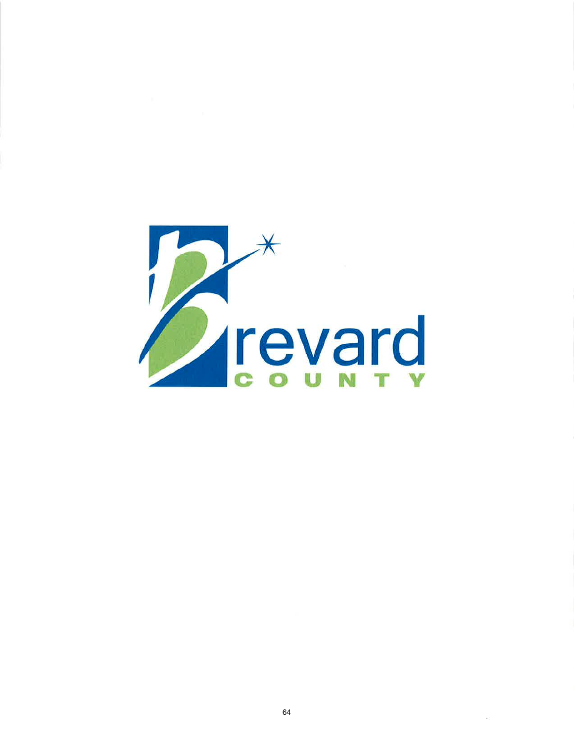Brevard

COUNTY